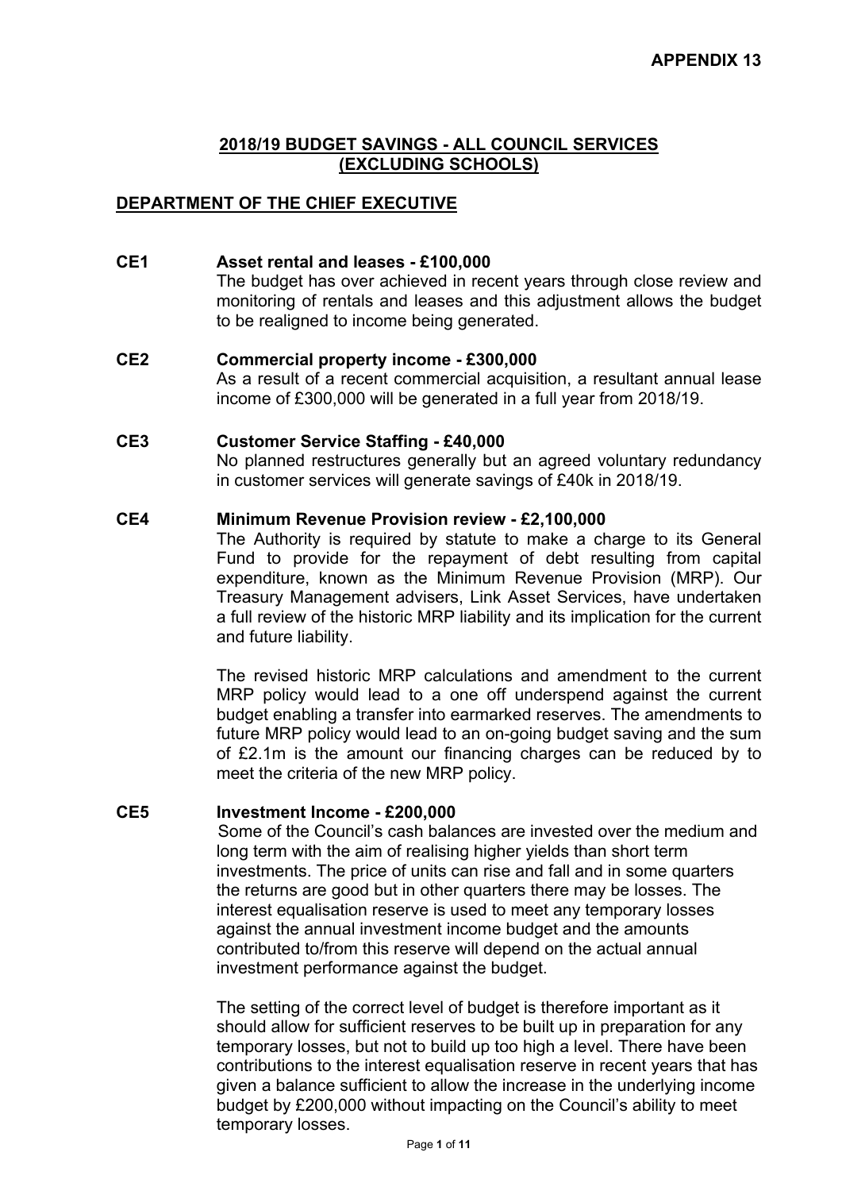**APPENDIX 13**

## 2018/19 BUDGET SAVINGS - ALL COUNCIL SERVICES (EXCLUDING SCHOOLS)

### DEPARTMENT OF THE CHIEF EXECUTIVE

**CE1 Asset rental and leases - £100,000**

The budget has over achieved in recent years through close review and monitoring of rentals and leases and this adjustment allows the budget to be realigned to income being generated.

**CE2 Commercial property income - £300,000**

As a result of a recent commercial acquisition, a resultant annual lease income of £300,000 will be generated in a full year from 2018/19.

**CE3 Customer Service Staffing - £40,000**

No planned restructures generally but an agreed voluntary redundancy in customer services will generate savings of £40k in 2018/19.

**CE4 Minimum Revenue Provision review - £2,100,000**

The Authority is required by statute to make a charge to its General Fund to provide for the repayment of debt resulting from capital expenditure, known as the Minimum Revenue Provision (MRP). Our Treasury Management advisers, Link Asset Services, have undertaken a full review of the historic MRP liability and its implication for the current and future liability.

The revised historic MRP calculations and amendment to the current MRP policy would lead to a one off underspend against the current budget enabling a transfer into earmarked reserves. The amendments to future MRP policy would lead to an on-going budget saving and the sum of £2.1m is the amount our financing charges can be reduced by to meet the criteria of the new MRP policy.

**CE5 Investment Income - £200,000**

Some of the Council's cash balances are invested over the medium and long term with the aim of realising higher yields than short term investments. The price of units can rise and fall and in some quarters the returns are good but in other quarters there may be losses. The interest equalisation reserve is used to meet any temporary losses against the annual investment income budget and the amounts contributed to/from this reserve will depend on the actual annual investment performance against the budget.

The setting of the correct level of budget is therefore important as it should allow for sufficient reserves to be built up in preparation for any temporary losses, but not to build up too high a level. There have been contributions to the interest equalisation reserve in recent years that has given a balance sufficient to allow the increase in the underlying income budget by £200,000 without impacting on the Council's ability to meet temporary losses.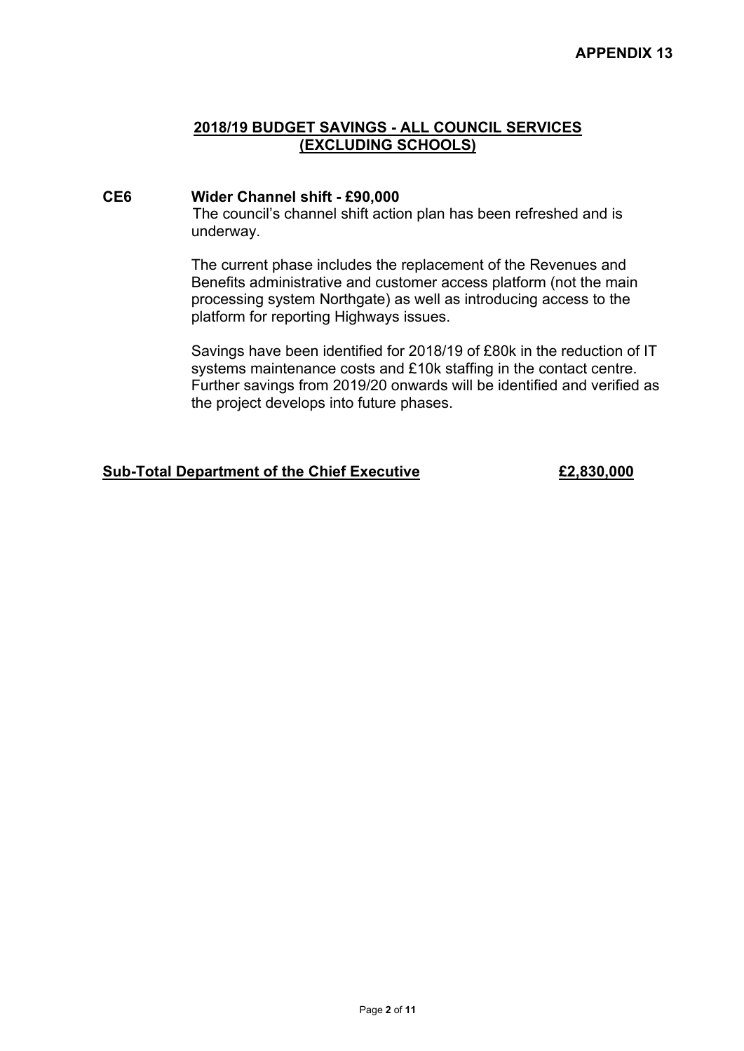**APPENDIX 13**

## 2018/19 BUDGET SAVINGS - ALL COUNCIL SERVICES (EXCLUDING SCHOOLS)

### CE6 Wider Channel shift - £90,000

The council's channel shift action plan has been refreshed and is underway.

The current phase includes the replacement of the Revenues and Benefits administrative and customer access platform (not the main processing system Northgate) as well as introducing access to the platform for reporting Highways issues.

Savings have been identified for 2018/19 of £80k in the reduction of IT systems maintenance costs and £10k staffing in the contact centre. Further savings from 2019/20 onwards will be identified and verified as the project develops into future phases.

**Sub-Total Department of the Chief Executive £2,830,000**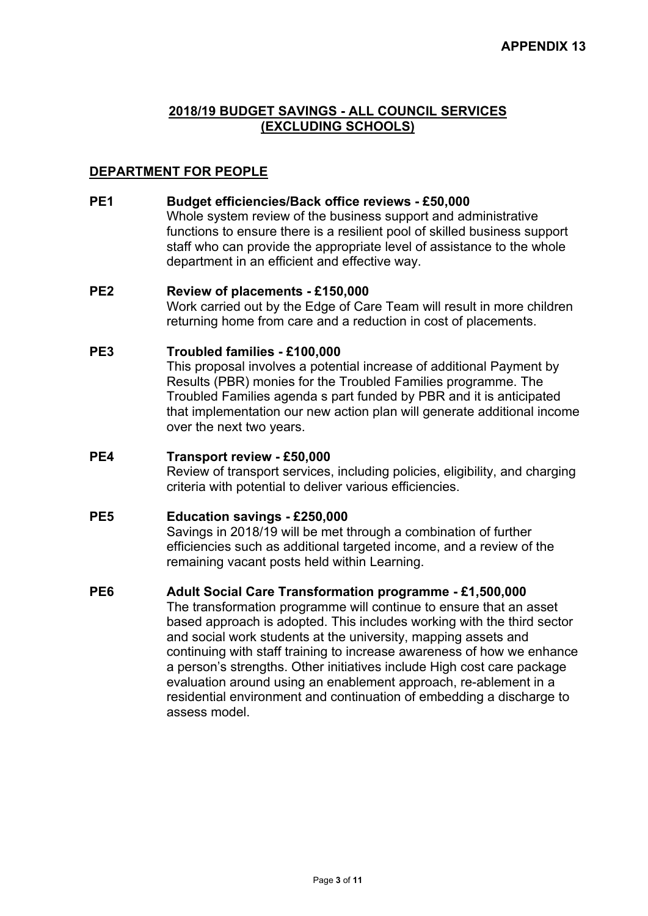**APPENDIX 13**

## 2018/19 BUDGET SAVINGS - ALL COUNCIL SERVICES (EXCLUDING SCHOOLS)

### DEPARTMENT FOR PEOPLE

**PE1 Budget efficiencies/Back office reviews - £50,000**

Whole system review of the business support and administrative functions to ensure there is a resilient pool of skilled business support staff who can provide the appropriate level of assistance to the whole department in an efficient and effective way.

**PE2 Review of placements - £150,000**

Work carried out by the Edge of Care Team will result in more children returning home from care and a reduction in cost of placements.

**PE3 Troubled families - £100,000**

This proposal involves a potential increase of additional Payment by Results (PBR) monies for the Troubled Families programme. The Troubled Families agenda s part funded by PBR and it is anticipated that implementation our new action plan will generate additional income over the next two years.

**PE4 Transport review - £50,000**

Review of transport services, including policies, eligibility, and charging criteria with potential to deliver various efficiencies.

**PE5 Education savings - £250,000**

Savings in 2018/19 will be met through a combination of further efficiencies such as additional targeted income, and a review of the remaining vacant posts held within Learning.

**PE6 Adult Social Care Transformation programme - £1,500,000**

The transformation programme will continue to ensure that an asset based approach is adopted. This includes working with the third sector and social work students at the university, mapping assets and continuing with staff training to increase awareness of how we enhance a person's strengths. Other initiatives include High cost care package evaluation around using an enablement approach, re-ablement in a residential environment and continuation of embedding a discharge to assess model.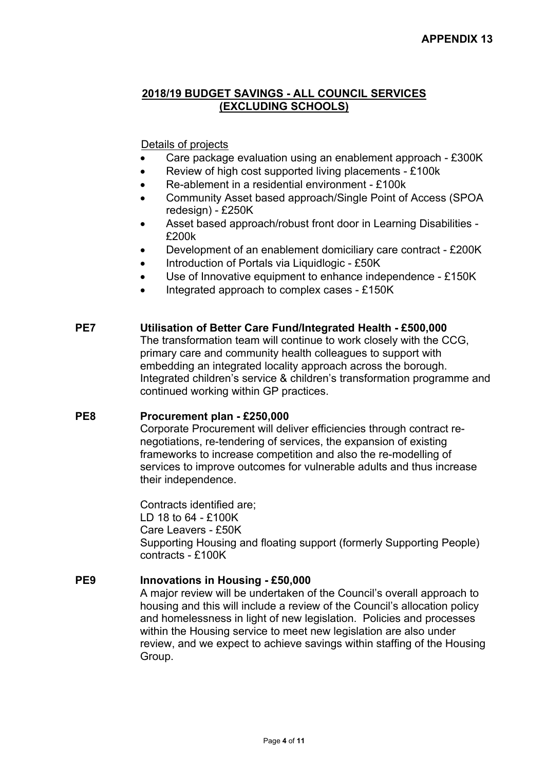**APPENDIX 13**

## 2018/19 BUDGET SAVINGS - ALL COUNCIL SERVICES (EXCLUDING SCHOOLS)

Details of projects

- Care package evaluation using an enablement approach - £300K
- Review of high cost supported living placements - £100k
- Re-ablement in a residential environment - £100k
- Community Asset based approach/Single Point of Access (SPOA redesign) - £250K
- Asset based approach/robust front door in Learning Disabilities - £200k
- Development of an enablement domiciliary care contract - £200K
- Introduction of Portals via Liquidlogic - £50K
- Use of Innovative equipment to enhance independence - £150K
- Integrated approach to complex cases - £150K

**PE7 Utilisation of Better Care Fund/Integrated Health - £500,000**

The transformation team will continue to work closely with the CCG, primary care and community health colleagues to support with embedding an integrated locality approach across the borough. Integrated children's service & children's transformation programme and continued working within GP practices.

**PE8 Procurement plan - £250,000**

Corporate Procurement will deliver efficiencies through contract re-negotiations, re-tendering of services, the expansion of existing frameworks to increase competition and also the re-modelling of services to improve outcomes for vulnerable adults and thus increase their independence.

Contracts identified are;
LD 18 to 64 - £100K
Care Leavers - £50K
Supporting Housing and floating support (formerly Supporting People) contracts - £100K

**PE9 Innovations in Housing - £50,000**

A major review will be undertaken of the Council's overall approach to housing and this will include a review of the Council's allocation policy and homelessness in light of new legislation. Policies and processes within the Housing service to meet new legislation are also under review, and we expect to achieve savings within staffing of the Housing Group.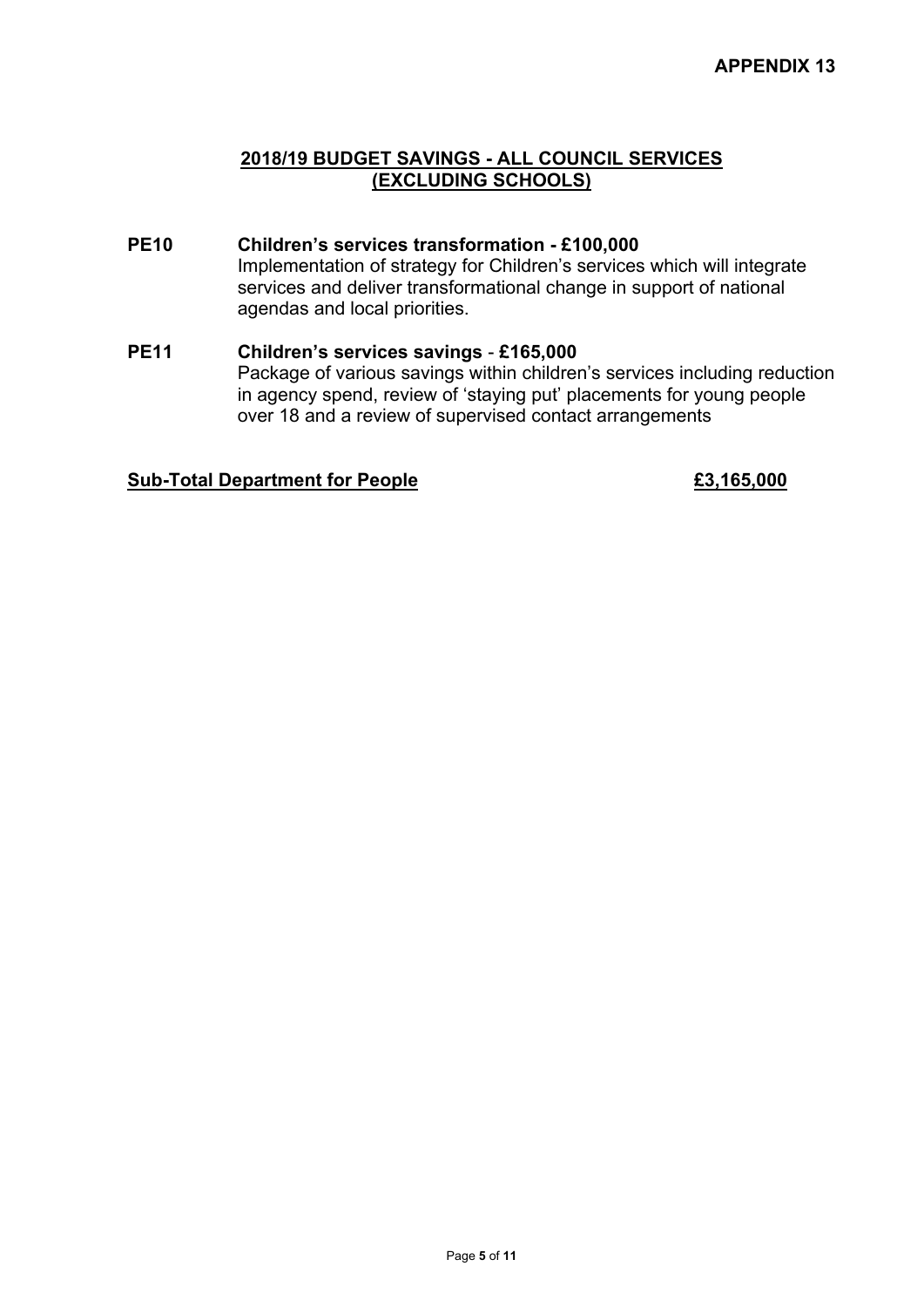**APPENDIX 13**

## 2018/19 BUDGET SAVINGS - ALL COUNCIL SERVICES (EXCLUDING SCHOOLS)

**PE10 Children's services transformation - £100,000**
Implementation of strategy for Children's services which will integrate services and deliver transformational change in support of national agendas and local priorities.

**PE11 Children's services savings - £165,000**
Package of various savings within children's services including reduction in agency spend, review of 'staying put' placements for young people over 18 and a review of supervised contact arrangements

**Sub-Total Department for People £3,165,000**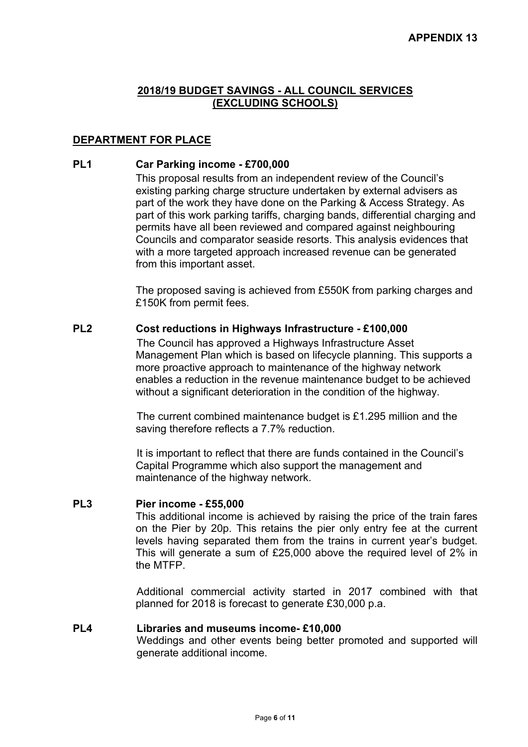**APPENDIX 13**

## 2018/19 BUDGET SAVINGS - ALL COUNCIL SERVICES (EXCLUDING SCHOOLS)

### DEPARTMENT FOR PLACE

**PL1 Car Parking income - £700,000**

This proposal results from an independent review of the Council's existing parking charge structure undertaken by external advisers as part of the work they have done on the Parking & Access Strategy. As part of this work parking tariffs, charging bands, differential charging and permits have all been reviewed and compared against neighbouring Councils and comparator seaside resorts. This analysis evidences that with a more targeted approach increased revenue can be generated from this important asset.

The proposed saving is achieved from £550K from parking charges and £150K from permit fees.

**PL2 Cost reductions in Highways Infrastructure - £100,000**

The Council has approved a Highways Infrastructure Asset Management Plan which is based on lifecycle planning. This supports a more proactive approach to maintenance of the highway network enables a reduction in the revenue maintenance budget to be achieved without a significant deterioration in the condition of the highway.

The current combined maintenance budget is £1.295 million and the saving therefore reflects a 7.7% reduction.

It is important to reflect that there are funds contained in the Council's Capital Programme which also support the management and maintenance of the highway network.

**PL3 Pier income - £55,000**

This additional income is achieved by raising the price of the train fares on the Pier by 20p. This retains the pier only entry fee at the current levels having separated them from the trains in current year's budget. This will generate a sum of £25,000 above the required level of 2% in the MTFP.

Additional commercial activity started in 2017 combined with that planned for 2018 is forecast to generate £30,000 p.a.

**PL4 Libraries and museums income- £10,000**

Weddings and other events being better promoted and supported will generate additional income.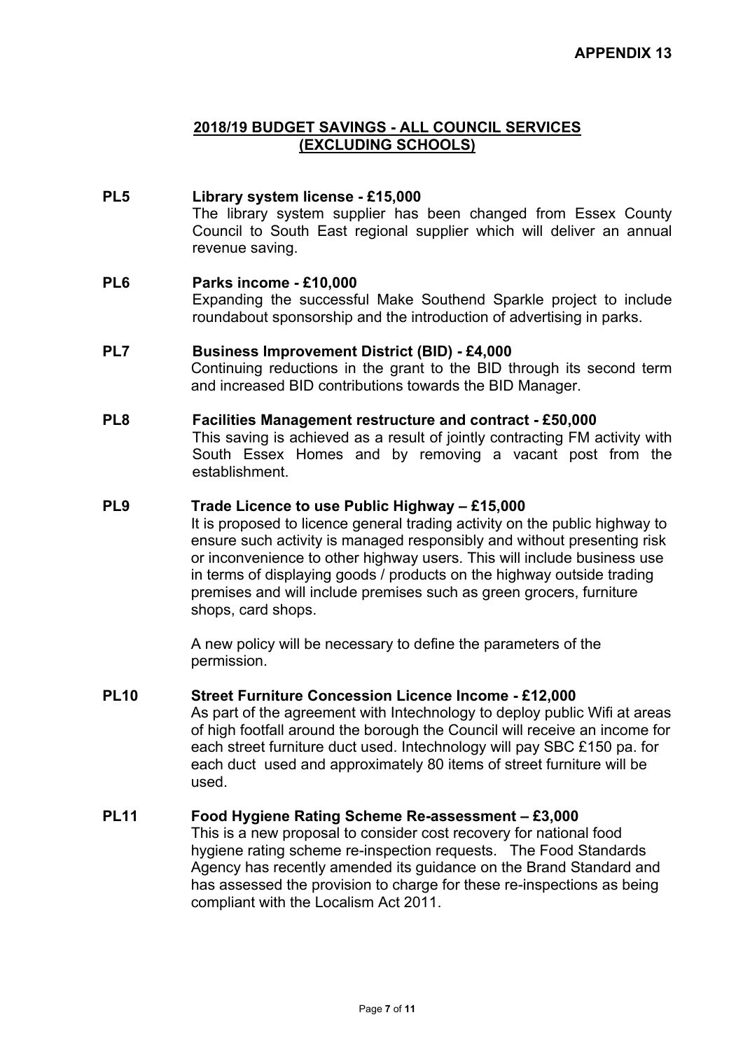**APPENDIX 13**

## 2018/19 BUDGET SAVINGS - ALL COUNCIL SERVICES (EXCLUDING SCHOOLS)

**PL5 Library system license - £15,000**

The library system supplier has been changed from Essex County Council to South East regional supplier which will deliver an annual revenue saving.

**PL6 Parks income - £10,000**

Expanding the successful Make Southend Sparkle project to include roundabout sponsorship and the introduction of advertising in parks.

**PL7 Business Improvement District (BID) - £4,000**

Continuing reductions in the grant to the BID through its second term and increased BID contributions towards the BID Manager.

**PL8 Facilities Management restructure and contract - £50,000**

This saving is achieved as a result of jointly contracting FM activity with South Essex Homes and by removing a vacant post from the establishment.

**PL9 Trade Licence to use Public Highway – £15,000**

It is proposed to licence general trading activity on the public highway to ensure such activity is managed responsibly and without presenting risk or inconvenience to other highway users. This will include business use in terms of displaying goods / products on the highway outside trading premises and will include premises such as green grocers, furniture shops, card shops.

A new policy will be necessary to define the parameters of the permission.

**PL10 Street Furniture Concession Licence Income - £12,000**

As part of the agreement with Intechnology to deploy public Wifi at areas of high footfall around the borough the Council will receive an income for each street furniture duct used. Intechnology will pay SBC £150 pa. for each duct used and approximately 80 items of street furniture will be used.

**PL11 Food Hygiene Rating Scheme Re-assessment – £3,000**

This is a new proposal to consider cost recovery for national food hygiene rating scheme re-inspection requests. The Food Standards Agency has recently amended its guidance on the Brand Standard and has assessed the provision to charge for these re-inspections as being compliant with the Localism Act 2011.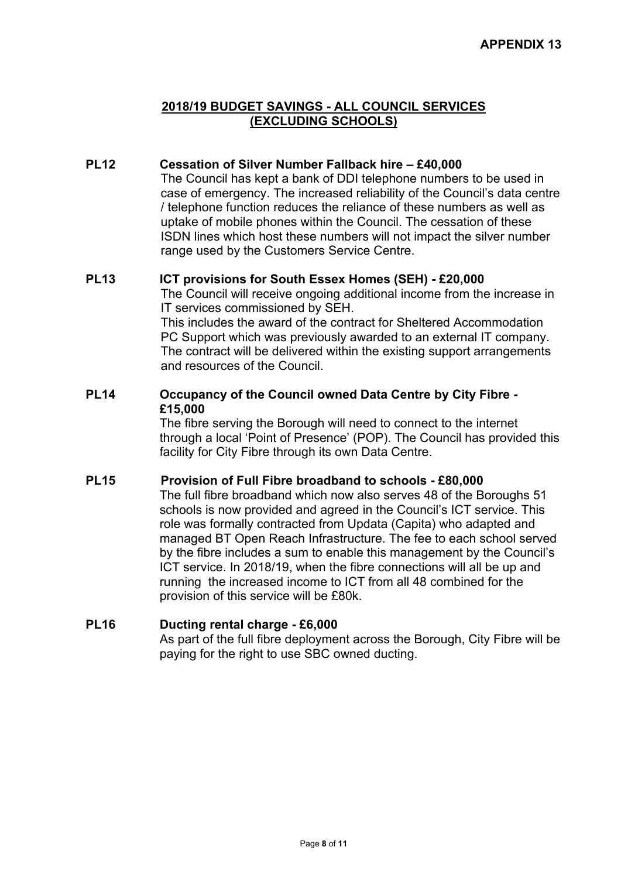**APPENDIX 13**

## 2018/19 BUDGET SAVINGS - ALL COUNCIL SERVICES (EXCLUDING SCHOOLS)

**PL12 Cessation of Silver Number Fallback hire – £40,000**

The Council has kept a bank of DDI telephone numbers to be used in case of emergency. The increased reliability of the Council's data centre / telephone function reduces the reliance of these numbers as well as uptake of mobile phones within the Council. The cessation of these ISDN lines which host these numbers will not impact the silver number range used by the Customers Service Centre.

**PL13 ICT provisions for South Essex Homes (SEH) - £20,000**

The Council will receive ongoing additional income from the increase in IT services commissioned by SEH.
This includes the award of the contract for Sheltered Accommodation PC Support which was previously awarded to an external IT company. The contract will be delivered within the existing support arrangements and resources of the Council.

**PL14 Occupancy of the Council owned Data Centre by City Fibre - £15,000**

The fibre serving the Borough will need to connect to the internet through a local 'Point of Presence' (POP). The Council has provided this facility for City Fibre through its own Data Centre.

**PL15 Provision of Full Fibre broadband to schools - £80,000**

The full fibre broadband which now also serves 48 of the Boroughs 51 schools is now provided and agreed in the Council's ICT service. This role was formally contracted from Updata (Capita) who adapted and managed BT Open Reach Infrastructure. The fee to each school served by the fibre includes a sum to enable this management by the Council's ICT service. In 2018/19, when the fibre connections will all be up and running the increased income to ICT from all 48 combined for the provision of this service will be £80k.

**PL16 Ducting rental charge - £6,000**

As part of the full fibre deployment across the Borough, City Fibre will be paying for the right to use SBC owned ducting.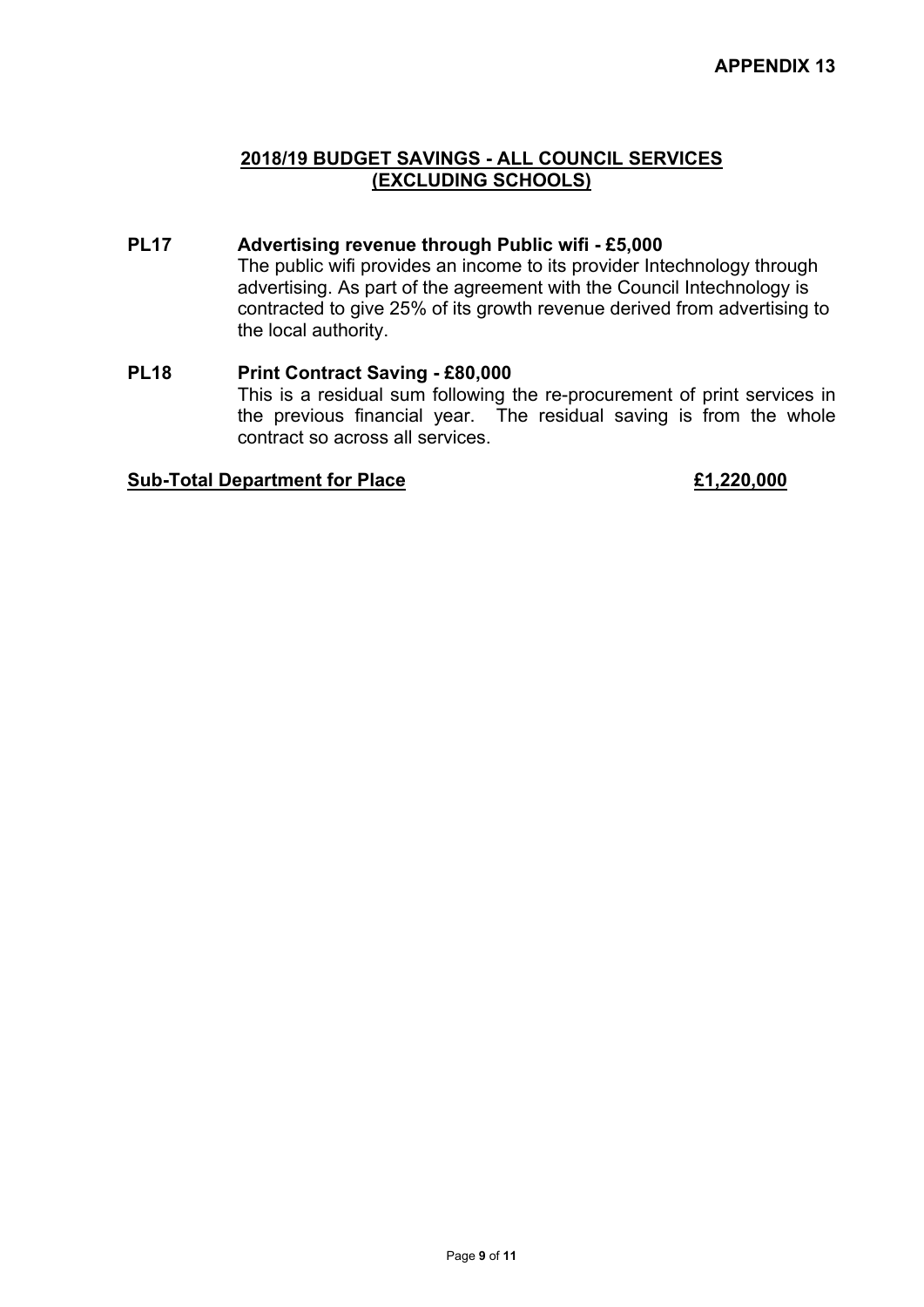**APPENDIX 13**

## 2018/19 BUDGET SAVINGS - ALL COUNCIL SERVICES (EXCLUDING SCHOOLS)

**PL17 Advertising revenue through Public wifi - £5,000**

The public wifi provides an income to its provider Intechnology through advertising. As part of the agreement with the Council Intechnology is contracted to give 25% of its growth revenue derived from advertising to the local authority.

**PL18 Print Contract Saving - £80,000**

This is a residual sum following the re-procurement of print services in the previous financial year. The residual saving is from the whole contract so across all services.

**Sub-Total Department for Place** **£1,220,000**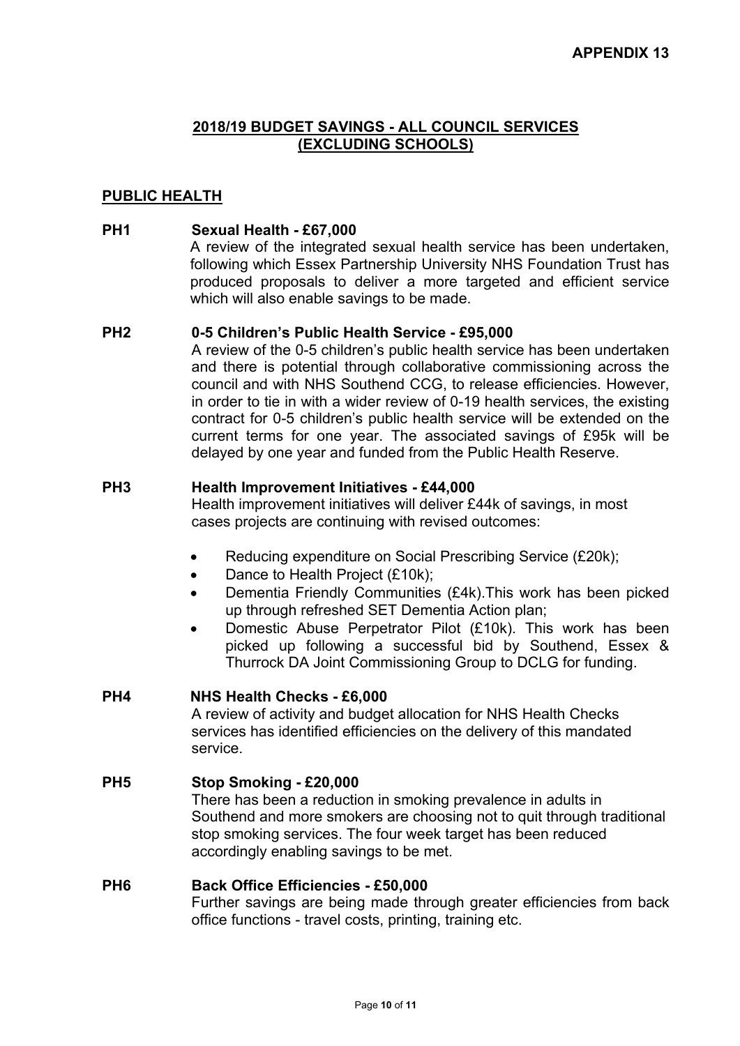**APPENDIX 13**

# 2018/19 BUDGET SAVINGS - ALL COUNCIL SERVICES (EXCLUDING SCHOOLS)

## PUBLIC HEALTH

**PH1 Sexual Health - £67,000**

A review of the integrated sexual health service has been undertaken, following which Essex Partnership University NHS Foundation Trust has produced proposals to deliver a more targeted and efficient service which will also enable savings to be made.

**PH2 0-5 Children's Public Health Service - £95,000**

A review of the 0-5 children's public health service has been undertaken and there is potential through collaborative commissioning across the council and with NHS Southend CCG, to release efficiencies. However, in order to tie in with a wider review of 0-19 health services, the existing contract for 0-5 children's public health service will be extended on the current terms for one year. The associated savings of £95k will be delayed by one year and funded from the Public Health Reserve.

**PH3 Health Improvement Initiatives - £44,000**

Health improvement initiatives will deliver £44k of savings, in most cases projects are continuing with revised outcomes:

- Reducing expenditure on Social Prescribing Service (£20k);
- Dance to Health Project (£10k);
- Dementia Friendly Communities (£4k).This work has been picked up through refreshed SET Dementia Action plan;
- Domestic Abuse Perpetrator Pilot (£10k). This work has been picked up following a successful bid by Southend, Essex & Thurrock DA Joint Commissioning Group to DCLG for funding.

**PH4 NHS Health Checks - £6,000**

A review of activity and budget allocation for NHS Health Checks services has identified efficiencies on the delivery of this mandated service.

**PH5 Stop Smoking - £20,000**

There has been a reduction in smoking prevalence in adults in Southend and more smokers are choosing not to quit through traditional stop smoking services. The four week target has been reduced accordingly enabling savings to be met.

**PH6 Back Office Efficiencies - £50,000**

Further savings are being made through greater efficiencies from back office functions - travel costs, printing, training etc.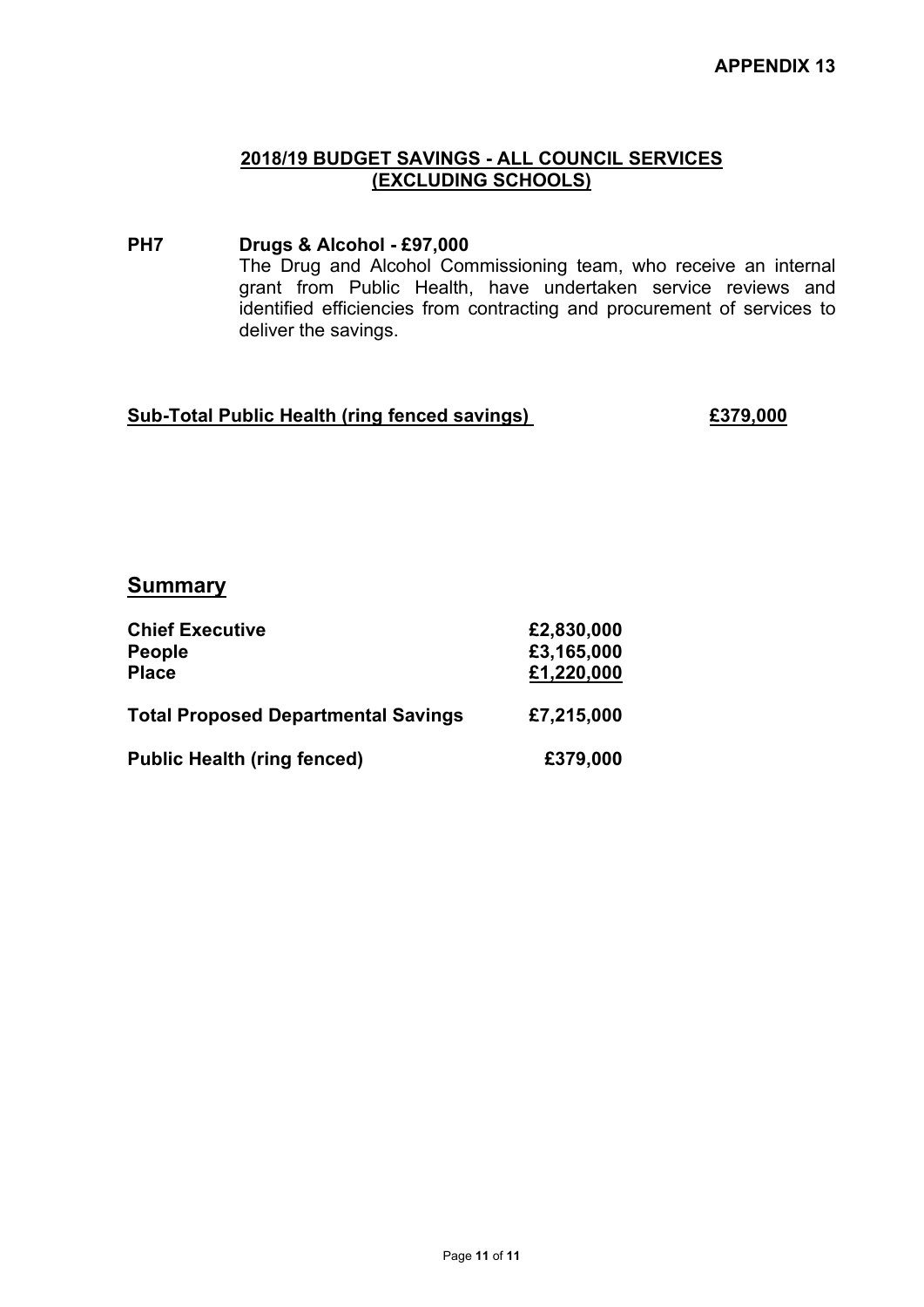**APPENDIX 13**

## 2018/19 BUDGET SAVINGS - ALL COUNCIL SERVICES (EXCLUDING SCHOOLS)

**PH7 Drugs & Alcohol - £97,000**

The Drug and Alcohol Commissioning team, who receive an internal grant from Public Health, have undertaken service reviews and identified efficiencies from contracting and procurement of services to deliver the savings.

**Sub-Total Public Health (ring fenced savings)** **£379,000**

## Summary

| | |
|---|---|
| **Chief Executive** | **£2,830,000** |
| **People** | **£3,165,000** |
| **Place** | **£1,220,000** |
| **Total Proposed Departmental Savings** | **£7,215,000** |
| **Public Health (ring fenced)** | **£379,000** |